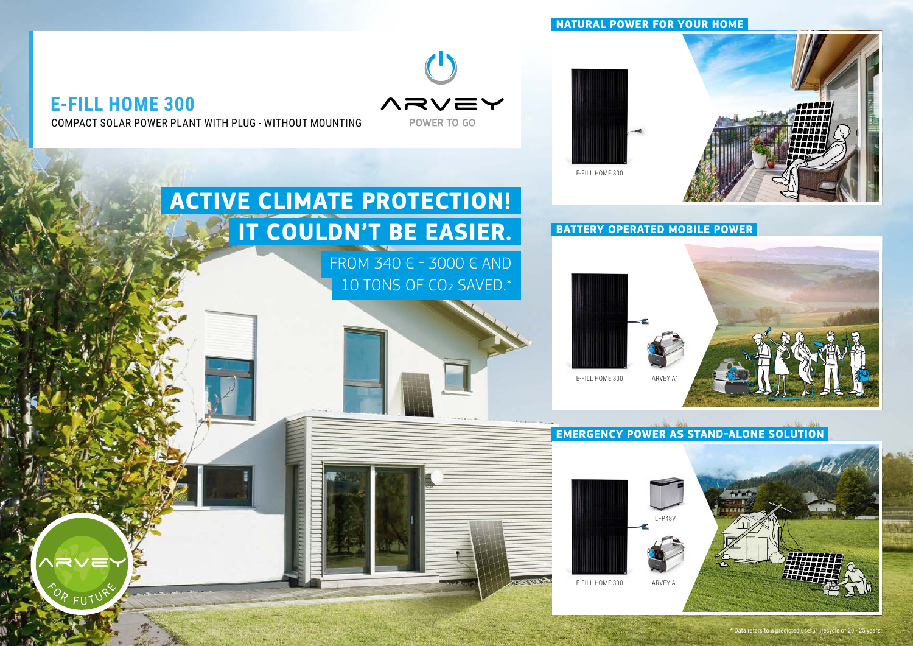# E-FILL HOME 300

COMPACT SOLAR POWER PLANT WITH PLUG - WITHOUT MOUNTING

ARVEY

POWER TO GO

## ACTIVE CLIMATE PROTECTION! IT COULDN'T BE EASIER.

FROM 340 € - 3000 € AND 10 TONS OF $CO_2$ SAVED.*

### NATURAL POWER FOR YOUR HOME

E-FILL HOME 300

### BATTERY OPERATED MOBILE POWER

E-FILL HOME 300

ARVEY A1

### EMERGENCY POWER AS STAND-ALONE SOLUTION

LFP48V

E-FILL HOME 300

ARVEY A1

ARVEY FOR FUTURE

* Data refers to a predicted useful lifecycle of 20 - 25 years.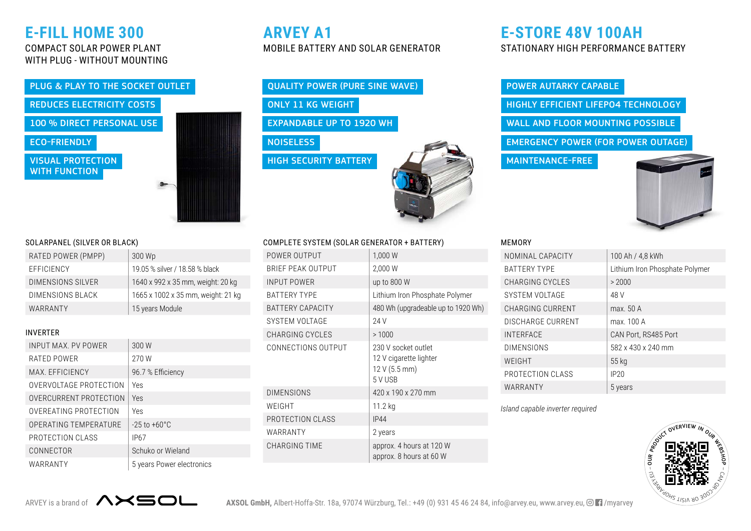# E-FILL HOME 300

COMPACT SOLAR POWER PLANT WITH PLUG - WITHOUT MOUNTING

- PLUG & PLAY TO THE SOCKET OUTLET
- REDUCES ELECTRICITY COSTS
- 100 % DIRECT PERSONAL USE
- ECO-FRIENDLY
- VISUAL PROTECTION WITH FUNCTION

SOLARPANEL (SILVER OR BLACK)

| | |
|---|---|
| RATED POWER (PMPP) | 300 Wp |
| EFFICIENCY | 19.05 % silver / 18.58 % black |
| DIMENSIONS SILVER | 1640 x 992 x 35 mm, weight: 20 kg |
| DIMENSIONS BLACK | 1665 x 1002 x 35 mm, weight: 21 kg |
| WARRANTY | 15 years Module |

INVERTER

| | |
|---|---|
| INPUT MAX. PV POWER | 300 W |
| RATED POWER | 270 W |
| MAX. EFFICIENCY | 96.7 % Efficiency |
| OVERVOLTAGE PROTECTION | Yes |
| OVERCURRENT PROTECTION | Yes |
| OVEREATING PROTECTION | Yes |
| OPERATING TEMPERATURE | -25 to +60°C |
| PROTECTION CLASS | IP67 |
| CONNECTOR | Schuko or Wieland |
| WARRANTY | 5 years Power electronics |

# ARVEY A1

MOBILE BATTERY AND SOLAR GENERATOR

- QUALITY POWER (PURE SINE WAVE)
- ONLY 11 KG WEIGHT
- EXPANDABLE UP TO 1920 WH
- NOISELESS
- HIGH SECURITY BATTERY

COMPLETE SYSTEM (SOLAR GENERATOR + BATTERY)

| | |
|---|---|
| POWER OUTPUT | 1,000 W |
| BRIEF PEAK OUTPUT | 2,000 W |
| INPUT POWER | up to 800 W |
| BATTERY TYPE | Lithium Iron Phosphate Polymer |
| BATTERY CAPACITY | 480 Wh (upgradeable up to 1920 Wh) |
| SYSTEM VOLTAGE | 24 V |
| CHARGING CYCLES | > 1000 |
| CONNECTIONS OUTPUT | 230 V socket outlet<br>12 V cigarette lighter<br>12 V (5.5 mm)<br>5 V USB |
| DIMENSIONS | 420 x 190 x 270 mm |
| WEIGHT | 11.2 kg |
| PROTECTION CLASS | IP44 |
| WARRANTY | 2 years |
| CHARGING TIME | approx. 4 hours at 120 W<br>approx. 8 hours at 60 W |

# E-STORE 48V 100AH

STATIONARY HIGH PERFORMANCE BATTERY

- POWER AUTARKY CAPABLE
- HIGHLY EFFICIENT LIFEPO4 TECHNOLOGY
- WALL AND FLOOR MOUNTING POSSIBLE
- EMERGENCY POWER (FOR POWER OUTAGE)
- MAINTENANCE-FREE

MEMORY

| | |
|---|---|
| NOMINAL CAPACITY | 100 Ah / 4,8 kWh |
| BATTERY TYPE | Lithium Iron Phosphate Polymer |
| CHARGING CYCLES | > 2000 |
| SYSTEM VOLTAGE | 48 V |
| CHARGING CURRENT | max. 50 A |
| DISCHARGE CURRENT | max. 100 A |
| INTERFACE | CAN Port, RS485 Port |
| DIMENSIONS | 582 x 430 x 240 mm |
| WEIGHT | 55 kg |
| PROTECTION CLASS | IP20 |
| WARRANTY | 5 years |

*Island capable inverter required*

OUR PRODUCT OVERVIEW IN OUR WEBSHOP – CAN QR-CODE OR VISIT SHOP.ARVEY.EU –

ARVEY is a brand of AXSOL

**AXSOL GmbH,** Albert-Hoffa-Str. 18a, 97074 Würzburg, Tel.: +49 (0) 931 45 46 24 84, info@arvey.eu, www.arvey.eu, /myarvey